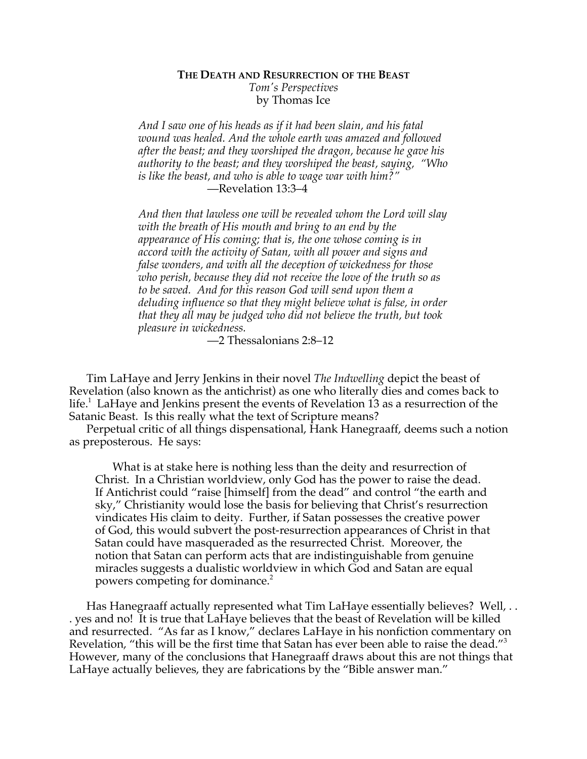# The Death and Resurrection of the Beast

*Tom's Perspectives*
by Thomas Ice

> *And I saw one of his heads as if it had been slain, and his fatal wound was healed. And the whole earth was amazed and followed after the beast; and they worshiped the dragon, because he gave his authority to the beast; and they worshiped the beast, saying, "Who is like the beast, and who is able to wage war with him?"*
>
> —Revelation 13:3–4

> *And then that lawless one will be revealed whom the Lord will slay with the breath of His mouth and bring to an end by the appearance of His coming; that is, the one whose coming is in accord with the activity of Satan, with all power and signs and false wonders, and with all the deception of wickedness for those who perish, because they did not receive the love of the truth so as to be saved. And for this reason God will send upon them a deluding influence so that they might believe what is false, in order that they all may be judged who did not believe the truth, but took pleasure in wickedness.*
>
> —2 Thessalonians 2:8–12

Tim LaHaye and Jerry Jenkins in their novel *The Indwelling* depict the beast of Revelation (also known as the antichrist) as one who literally dies and comes back to life.[1] LaHaye and Jenkins present the events of Revelation 13 as a resurrection of the Satanic Beast. Is this really what the text of Scripture means?

Perpetual critic of all things dispensational, Hank Hanegraaff, deems such a notion as preposterous. He says:

> What is at stake here is nothing less than the deity and resurrection of Christ. In a Christian worldview, only God has the power to raise the dead. If Antichrist could "raise [himself] from the dead" and control "the earth and sky," Christianity would lose the basis for believing that Christ's resurrection vindicates His claim to deity. Further, if Satan possesses the creative power of God, this would subvert the post-resurrection appearances of Christ in that Satan could have masqueraded as the resurrected Christ. Moreover, the notion that Satan can perform acts that are indistinguishable from genuine miracles suggests a dualistic worldview in which God and Satan are equal powers competing for dominance.[2]

Has Hanegraaff actually represented what Tim LaHaye essentially believes? Well, . . . yes and no! It is true that LaHaye believes that the beast of Revelation will be killed and resurrected. "As far as I know," declares LaHaye in his nonfiction commentary on Revelation, "this will be the first time that Satan has ever been able to raise the dead."[3] However, many of the conclusions that Hanegraaff draws about this are not things that LaHaye actually believes, they are fabrications by the "Bible answer man."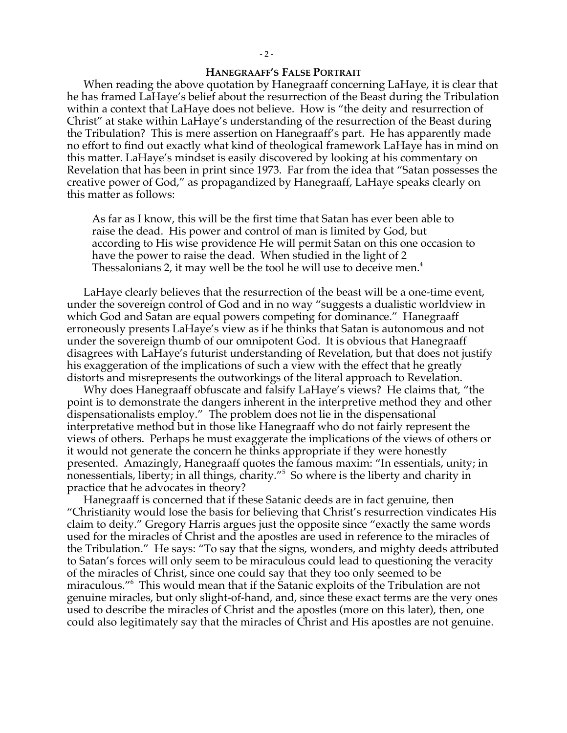## Hanegraaff's False Portrait

When reading the above quotation by Hanegraaff concerning LaHaye, it is clear that he has framed LaHaye's belief about the resurrection of the Beast during the Tribulation within a context that LaHaye does not believe. How is "the deity and resurrection of Christ" at stake within LaHaye's understanding of the resurrection of the Beast during the Tribulation? This is mere assertion on Hanegraaff's part. He has apparently made no effort to find out exactly what kind of theological framework LaHaye has in mind on this matter. LaHaye's mindset is easily discovered by looking at his commentary on Revelation that has been in print since 1973. Far from the idea that "Satan possesses the creative power of God," as propagandized by Hanegraaff, LaHaye speaks clearly on this matter as follows:

> As far as I know, this will be the first time that Satan has ever been able to raise the dead. His power and control of man is limited by God, but according to His wise providence He will permit Satan on this one occasion to have the power to raise the dead. When studied in the light of 2 Thessalonians 2, it may well be the tool he will use to deceive men.[4]

LaHaye clearly believes that the resurrection of the beast will be a one-time event, under the sovereign control of God and in no way "suggests a dualistic worldview in which God and Satan are equal powers competing for dominance." Hanegraaff erroneously presents LaHaye's view as if he thinks that Satan is autonomous and not under the sovereign thumb of our omnipotent God. It is obvious that Hanegraaff disagrees with LaHaye's futurist understanding of Revelation, but that does not justify his exaggeration of the implications of such a view with the effect that he greatly distorts and misrepresents the outworkings of the literal approach to Revelation.

Why does Hanegraaff obfuscate and falsify LaHaye's views? He claims that, "the point is to demonstrate the dangers inherent in the interpretive method they and other dispensationalists employ." The problem does not lie in the dispensational interpretative method but in those like Hanegraaff who do not fairly represent the views of others. Perhaps he must exaggerate the implications of the views of others or it would not generate the concern he thinks appropriate if they were honestly presented. Amazingly, Hanegraaff quotes the famous maxim: "In essentials, unity; in nonessentials, liberty; in all things, charity."[5] So where is the liberty and charity in practice that he advocates in theory?

Hanegraaff is concerned that if these Satanic deeds are in fact genuine, then "Christianity would lose the basis for believing that Christ's resurrection vindicates His claim to deity." Gregory Harris argues just the opposite since "exactly the same words used for the miracles of Christ and the apostles are used in reference to the miracles of the Tribulation." He says: "To say that the signs, wonders, and mighty deeds attributed to Satan's forces will only seem to be miraculous could lead to questioning the veracity of the miracles of Christ, since one could say that they too only seemed to be miraculous."[6] This would mean that if the Satanic exploits of the Tribulation are not genuine miracles, but only slight-of-hand, and, since these exact terms are the very ones used to describe the miracles of Christ and the apostles (more on this later), then, one could also legitimately say that the miracles of Christ and His apostles are not genuine.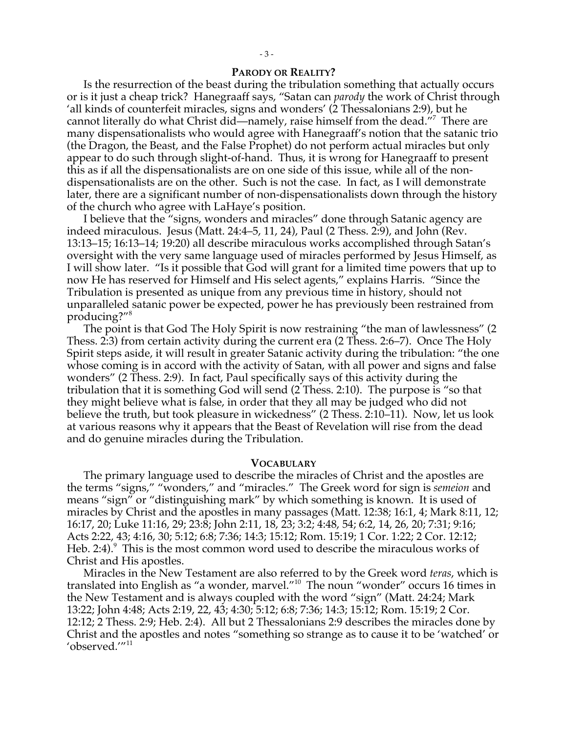## PARODY OR REALITY?

Is the resurrection of the beast during the tribulation something that actually occurs or is it just a cheap trick? Hanegraaff says, "Satan can *parody* the work of Christ through 'all kinds of counterfeit miracles, signs and wonders' (2 Thessalonians 2:9), but he cannot literally do what Christ did—namely, raise himself from the dead."[7] There are many dispensationalists who would agree with Hanegraaff's notion that the satanic trio (the Dragon, the Beast, and the False Prophet) do not perform actual miracles but only appear to do such through slight-of-hand. Thus, it is wrong for Hanegraaff to present this as if all the dispensationalists are on one side of this issue, while all of the non-dispensationalists are on the other. Such is not the case. In fact, as I will demonstrate later, there are a significant number of non-dispensationalists down through the history of the church who agree with LaHaye's position.

I believe that the "signs, wonders and miracles" done through Satanic agency are indeed miraculous. Jesus (Matt. 24:4–5, 11, 24), Paul (2 Thess. 2:9), and John (Rev. 13:13–15; 16:13–14; 19:20) all describe miraculous works accomplished through Satan's oversight with the very same language used of miracles performed by Jesus Himself, as I will show later. "Is it possible that God will grant for a limited time powers that up to now He has reserved for Himself and His select agents," explains Harris. "Since the Tribulation is presented as unique from any previous time in history, should not unparalleled satanic power be expected, power he has previously been restrained from producing?"[8]

The point is that God The Holy Spirit is now restraining "the man of lawlessness" (2 Thess. 2:3) from certain activity during the current era (2 Thess. 2:6–7). Once The Holy Spirit steps aside, it will result in greater Satanic activity during the tribulation: "the one whose coming is in accord with the activity of Satan, with all power and signs and false wonders" (2 Thess. 2:9). In fact, Paul specifically says of this activity during the tribulation that it is something God will send (2 Thess. 2:10). The purpose is "so that they might believe what is false, in order that they all may be judged who did not believe the truth, but took pleasure in wickedness" (2 Thess. 2:10–11). Now, let us look at various reasons why it appears that the Beast of Revelation will rise from the dead and do genuine miracles during the Tribulation.

## VOCABULARY

The primary language used to describe the miracles of Christ and the apostles are the terms "signs," "wonders," and "miracles." The Greek word for sign is *semeion* and means "sign" or "distinguishing mark" by which something is known. It is used of miracles by Christ and the apostles in many passages (Matt. 12:38; 16:1, 4; Mark 8:11, 12; 16:17, 20; Luke 11:16, 29; 23:8; John 2:11, 18, 23; 3:2; 4:48, 54; 6:2, 14, 26, 20; 7:31; 9:16; Acts 2:22, 43; 4:16, 30; 5:12; 6:8; 7:36; 14:3; 15:12; Rom. 15:19; 1 Cor. 1:22; 2 Cor. 12:12; Heb. 2:4).[9] This is the most common word used to describe the miraculous works of Christ and His apostles.

Miracles in the New Testament are also referred to by the Greek word *teras*, which is translated into English as "a wonder, marvel."[10] The noun "wonder" occurs 16 times in the New Testament and is always coupled with the word "sign" (Matt. 24:24; Mark 13:22; John 4:48; Acts 2:19, 22, 43; 4:30; 5:12; 6:8; 7:36; 14:3; 15:12; Rom. 15:19; 2 Cor. 12:12; 2 Thess. 2:9; Heb. 2:4). All but 2 Thessalonians 2:9 describes the miracles done by Christ and the apostles and notes "something so strange as to cause it to be 'watched' or 'observed.'"[11]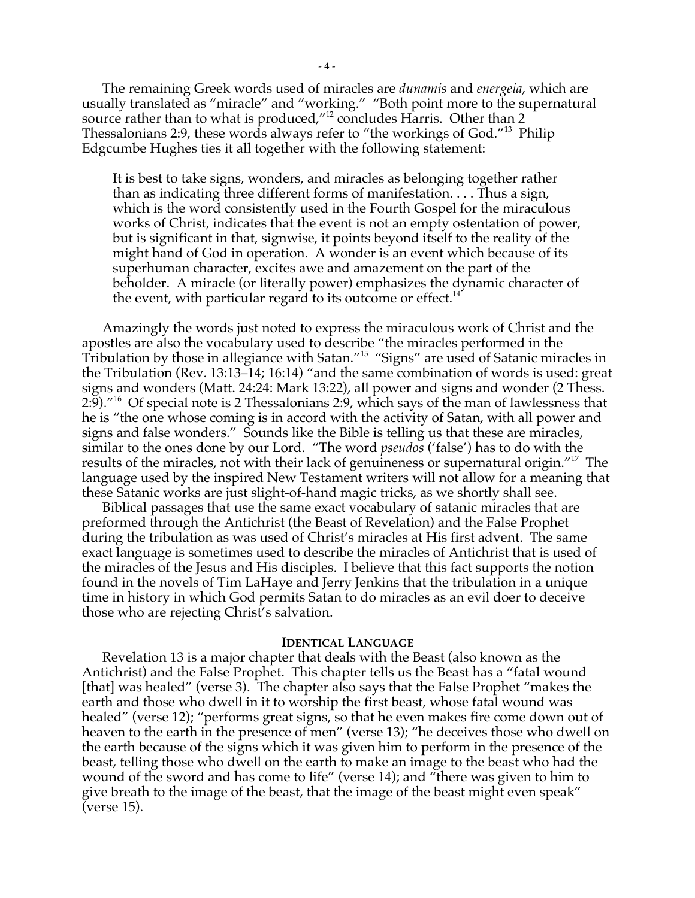The remaining Greek words used of miracles are *dunamis* and *energeia*, which are usually translated as "miracle" and "working." "Both point more to the supernatural source rather than to what is produced,"[12] concludes Harris. Other than 2 Thessalonians 2:9, these words always refer to "the workings of God."[13] Philip Edgcumbe Hughes ties it all together with the following statement:

> It is best to take signs, wonders, and miracles as belonging together rather than as indicating three different forms of manifestation. . . . Thus a sign, which is the word consistently used in the Fourth Gospel for the miraculous works of Christ, indicates that the event is not an empty ostentation of power, but is significant in that, signwise, it points beyond itself to the reality of the might hand of God in operation. A wonder is an event which because of its superhuman character, excites awe and amazement on the part of the beholder. A miracle (or literally power) emphasizes the dynamic character of the event, with particular regard to its outcome or effect.[14]

Amazingly the words just noted to express the miraculous work of Christ and the apostles are also the vocabulary used to describe "the miracles performed in the Tribulation by those in allegiance with Satan."[15] "Signs" are used of Satanic miracles in the Tribulation (Rev. 13:13–14; 16:14) "and the same combination of words is used: great signs and wonders (Matt. 24:24: Mark 13:22), all power and signs and wonder (2 Thess. 2:9)."[16] Of special note is 2 Thessalonians 2:9, which says of the man of lawlessness that he is "the one whose coming is in accord with the activity of Satan, with all power and signs and false wonders." Sounds like the Bible is telling us that these are miracles, similar to the ones done by our Lord. "The word *pseudos* ('false') has to do with the results of the miracles, not with their lack of genuineness or supernatural origin."[17] The language used by the inspired New Testament writers will not allow for a meaning that these Satanic works are just slight-of-hand magic tricks, as we shortly shall see.

Biblical passages that use the same exact vocabulary of satanic miracles that are preformed through the Antichrist (the Beast of Revelation) and the False Prophet during the tribulation as was used of Christ's miracles at His first advent. The same exact language is sometimes used to describe the miracles of Antichrist that is used of the miracles of the Jesus and His disciples. I believe that this fact supports the notion found in the novels of Tim LaHaye and Jerry Jenkins that the tribulation in a unique time in history in which God permits Satan to do miracles as an evil doer to deceive those who are rejecting Christ's salvation.

## IDENTICAL LANGUAGE

Revelation 13 is a major chapter that deals with the Beast (also known as the Antichrist) and the False Prophet. This chapter tells us the Beast has a "fatal wound [that] was healed" (verse 3). The chapter also says that the False Prophet "makes the earth and those who dwell in it to worship the first beast, whose fatal wound was healed" (verse 12); "performs great signs, so that he even makes fire come down out of heaven to the earth in the presence of men" (verse 13); "he deceives those who dwell on the earth because of the signs which it was given him to perform in the presence of the beast, telling those who dwell on the earth to make an image to the beast who had the wound of the sword and has come to life" (verse 14); and "there was given to him to give breath to the image of the beast, that the image of the beast might even speak" (verse 15).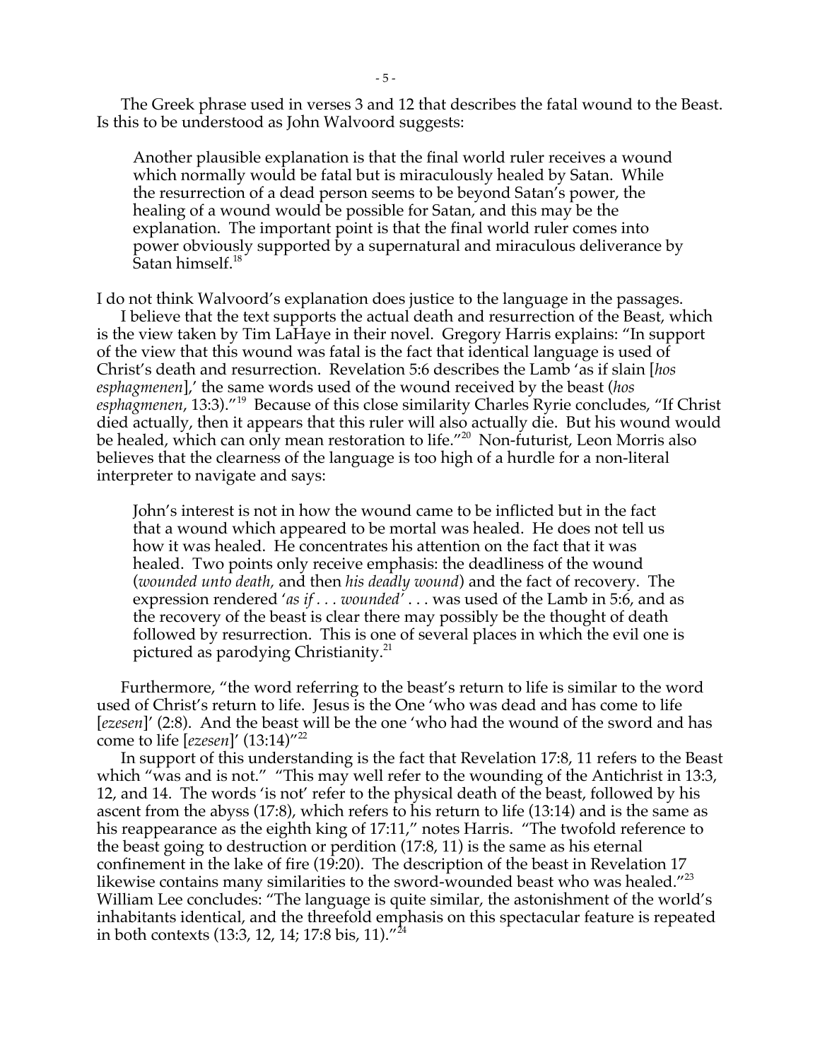The Greek phrase used in verses 3 and 12 that describes the fatal wound to the Beast. Is this to be understood as John Walvoord suggests:

> Another plausible explanation is that the final world ruler receives a wound which normally would be fatal but is miraculously healed by Satan. While the resurrection of a dead person seems to be beyond Satan's power, the healing of a wound would be possible for Satan, and this may be the explanation. The important point is that the final world ruler comes into power obviously supported by a supernatural and miraculous deliverance by Satan himself.[18]

I do not think Walvoord's explanation does justice to the language in the passages.

I believe that the text supports the actual death and resurrection of the Beast, which is the view taken by Tim LaHaye in their novel. Gregory Harris explains: "In support of the view that this wound was fatal is the fact that identical language is used of Christ's death and resurrection. Revelation 5:6 describes the Lamb 'as if slain [*hos esphagmenen*],' the same words used of the wound received by the beast (*hos esphagmenen*, 13:3)."[19] Because of this close similarity Charles Ryrie concludes, "If Christ died actually, then it appears that this ruler will also actually die. But his wound would be healed, which can only mean restoration to life."[20] Non-futurist, Leon Morris also believes that the clearness of the language is too high of a hurdle for a non-literal interpreter to navigate and says:

> John's interest is not in how the wound came to be inflicted but in the fact that a wound which appeared to be mortal was healed. He does not tell us how it was healed. He concentrates his attention on the fact that it was healed. Two points only receive emphasis: the deadliness of the wound (*wounded unto death,* and then *his deadly wound*) and the fact of recovery. The expression rendered '*as if . . . wounded*' . . . was used of the Lamb in 5:6, and as the recovery of the beast is clear there may possibly be the thought of death followed by resurrection. This is one of several places in which the evil one is pictured as parodying Christianity.[21]

Furthermore, "the word referring to the beast's return to life is similar to the word used of Christ's return to life. Jesus is the One 'who was dead and has come to life [*ezesen*]' (2:8). And the beast will be the one 'who had the wound of the sword and has come to life [*ezesen*]' (13:14)"[22]

In support of this understanding is the fact that Revelation 17:8, 11 refers to the Beast which "was and is not." "This may well refer to the wounding of the Antichrist in 13:3, 12, and 14. The words 'is not' refer to the physical death of the beast, followed by his ascent from the abyss (17:8), which refers to his return to life (13:14) and is the same as his reappearance as the eighth king of 17:11," notes Harris. "The twofold reference to the beast going to destruction or perdition (17:8, 11) is the same as his eternal confinement in the lake of fire (19:20). The description of the beast in Revelation 17 likewise contains many similarities to the sword-wounded beast who was healed."[23] William Lee concludes: "The language is quite similar, the astonishment of the world's inhabitants identical, and the threefold emphasis on this spectacular feature is repeated in both contexts (13:3, 12, 14; 17:8 bis, 11)."[24]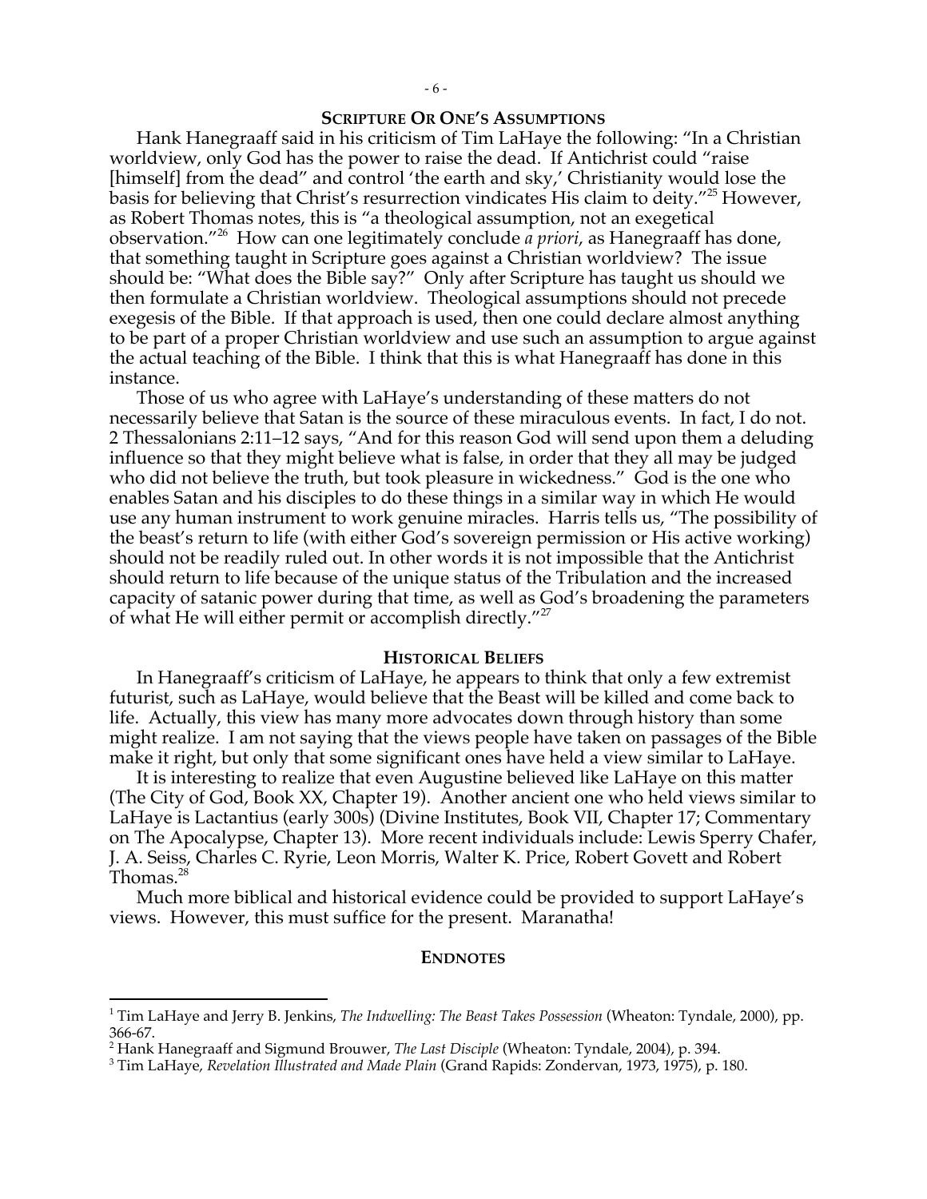## Scripture Or One's Assumptions

Hank Hanegraaff said in his criticism of Tim LaHaye the following: "In a Christian worldview, only God has the power to raise the dead. If Antichrist could "raise [himself] from the dead" and control 'the earth and sky,' Christianity would lose the basis for believing that Christ's resurrection vindicates His claim to deity."[25] However, as Robert Thomas notes, this is "a theological assumption, not an exegetical observation."[26] How can one legitimately conclude *a priori*, as Hanegraaff has done, that something taught in Scripture goes against a Christian worldview? The issue should be: "What does the Bible say?" Only after Scripture has taught us should we then formulate a Christian worldview. Theological assumptions should not precede exegesis of the Bible. If that approach is used, then one could declare almost anything to be part of a proper Christian worldview and use such an assumption to argue against the actual teaching of the Bible. I think that this is what Hanegraaff has done in this instance.

Those of us who agree with LaHaye's understanding of these matters do not necessarily believe that Satan is the source of these miraculous events. In fact, I do not. 2 Thessalonians 2:11–12 says, "And for this reason God will send upon them a deluding influence so that they might believe what is false, in order that they all may be judged who did not believe the truth, but took pleasure in wickedness." God is the one who enables Satan and his disciples to do these things in a similar way in which He would use any human instrument to work genuine miracles. Harris tells us, "The possibility of the beast's return to life (with either God's sovereign permission or His active working) should not be readily ruled out. In other words it is not impossible that the Antichrist should return to life because of the unique status of the Tribulation and the increased capacity of satanic power during that time, as well as God's broadening the parameters of what He will either permit or accomplish directly."[27]

## Historical Beliefs

In Hanegraaff's criticism of LaHaye, he appears to think that only a few extremist futurist, such as LaHaye, would believe that the Beast will be killed and come back to life. Actually, this view has many more advocates down through history than some might realize. I am not saying that the views people have taken on passages of the Bible make it right, but only that some significant ones have held a view similar to LaHaye.

It is interesting to realize that even Augustine believed like LaHaye on this matter (The City of God, Book XX, Chapter 19). Another ancient one who held views similar to LaHaye is Lactantius (early 300s) (Divine Institutes, Book VII, Chapter 17; Commentary on The Apocalypse, Chapter 13). More recent individuals include: Lewis Sperry Chafer, J. A. Seiss, Charles C. Ryrie, Leon Morris, Walter K. Price, Robert Govett and Robert Thomas.[28]

Much more biblical and historical evidence could be provided to support LaHaye's views. However, this must suffice for the present. Maranatha!

## Endnotes

[1] Tim LaHaye and Jerry B. Jenkins, *The Indwelling: The Beast Takes Possession* (Wheaton: Tyndale, 2000), pp. 366-67.

[2] Hank Hanegraaff and Sigmund Brouwer, *The Last Disciple* (Wheaton: Tyndale, 2004), p. 394.

[3] Tim LaHaye, *Revelation Illustrated and Made Plain* (Grand Rapids: Zondervan, 1973, 1975), p. 180.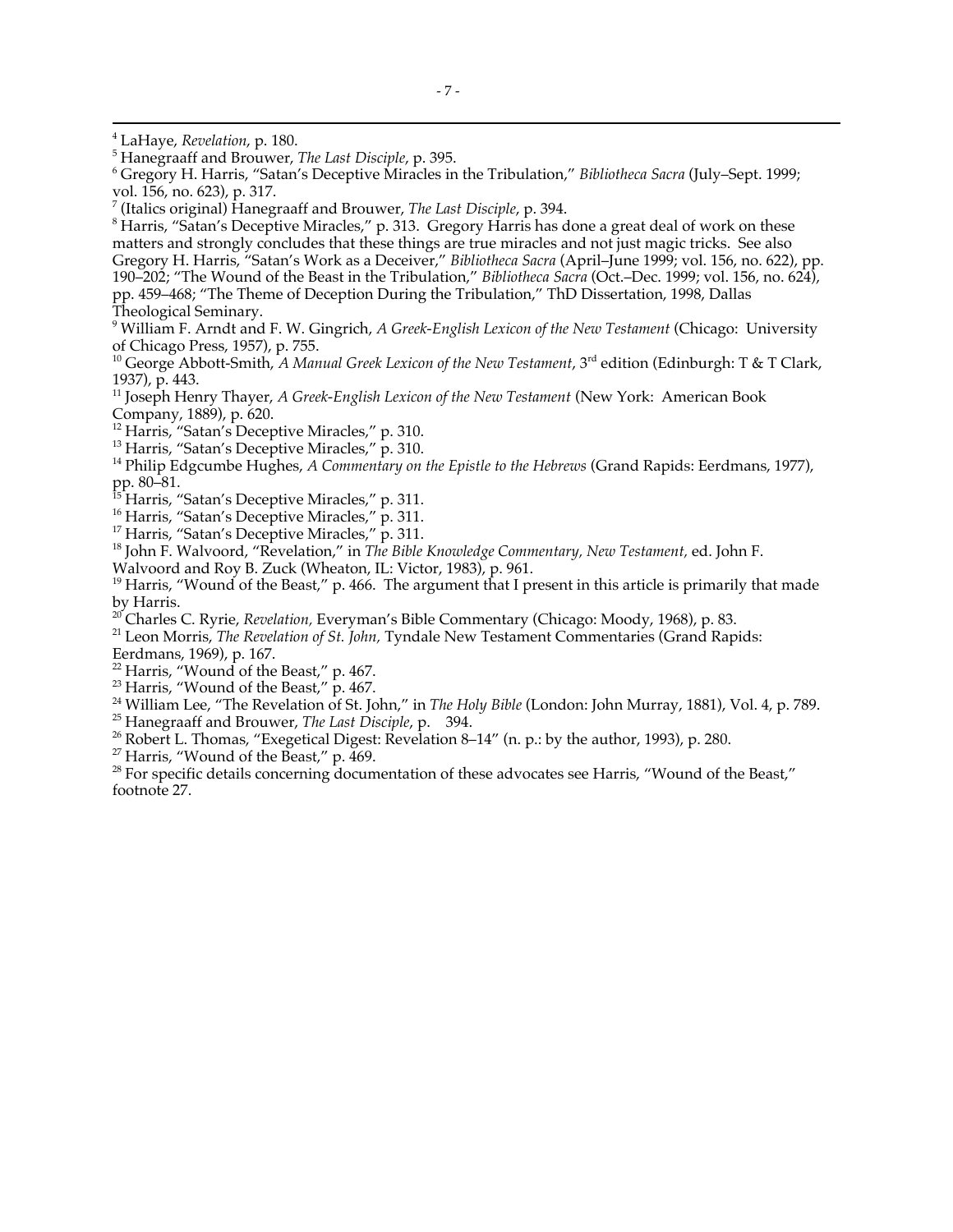[4] LaHaye, *Revelation*, p. 180.

[5] Hanegraaff and Brouwer, *The Last Disciple*, p. 395.

[6] Gregory H. Harris, "Satan's Deceptive Miracles in the Tribulation," *Bibliotheca Sacra* (July–Sept. 1999; vol. 156, no. 623), p. 317.

[7] (Italics original) Hanegraaff and Brouwer, *The Last Disciple*, p. 394.

[8] Harris, "Satan's Deceptive Miracles," p. 313. Gregory Harris has done a great deal of work on these matters and strongly concludes that these things are true miracles and not just magic tricks. See also Gregory H. Harris, "Satan's Work as a Deceiver," *Bibliotheca Sacra* (April–June 1999; vol. 156, no. 622), pp. 190–202; "The Wound of the Beast in the Tribulation," *Bibliotheca Sacra* (Oct.–Dec. 1999; vol. 156, no. 624), pp. 459–468; "The Theme of Deception During the Tribulation," ThD Dissertation, 1998, Dallas Theological Seminary.

[9] William F. Arndt and F. W. Gingrich, *A Greek-English Lexicon of the New Testament* (Chicago: University of Chicago Press, 1957), p. 755.

[10] George Abbott-Smith, *A Manual Greek Lexicon of the New Testament*, 3rd edition (Edinburgh: T & T Clark, 1937), p. 443.

[11] Joseph Henry Thayer, *A Greek-English Lexicon of the New Testament* (New York: American Book Company, 1889), p. 620.

[12] Harris, "Satan's Deceptive Miracles," p. 310.

[13] Harris, "Satan's Deceptive Miracles," p. 310.

[14] Philip Edgcumbe Hughes, *A Commentary on the Epistle to the Hebrews* (Grand Rapids: Eerdmans, 1977), pp. 80–81.

[15] Harris, "Satan's Deceptive Miracles," p. 311.

[16] Harris, "Satan's Deceptive Miracles," p. 311.

[17] Harris, "Satan's Deceptive Miracles," p. 311.

[18] John F. Walvoord, "Revelation," in *The Bible Knowledge Commentary, New Testament,* ed. John F. Walvoord and Roy B. Zuck (Wheaton, IL: Victor, 1983), p. 961.

[19] Harris, "Wound of the Beast," p. 466. The argument that I present in this article is primarily that made by Harris.

[20] Charles C. Ryrie, *Revelation,* Everyman's Bible Commentary (Chicago: Moody, 1968), p. 83.

[21] Leon Morris, *The Revelation of St. John,* Tyndale New Testament Commentaries (Grand Rapids: Eerdmans, 1969), p. 167.

[22] Harris, "Wound of the Beast," p. 467.

[23] Harris, "Wound of the Beast," p. 467.

[24] William Lee, "The Revelation of St. John," in *The Holy Bible* (London: John Murray, 1881), Vol. 4, p. 789.

[25] Hanegraaff and Brouwer, *The Last Disciple*, p. 394.

[26] Robert L. Thomas, "Exegetical Digest: Revelation 8–14" (n. p.: by the author, 1993), p. 280.

[27] Harris, "Wound of the Beast," p. 469.

[28] For specific details concerning documentation of these advocates see Harris, "Wound of the Beast," footnote 27.